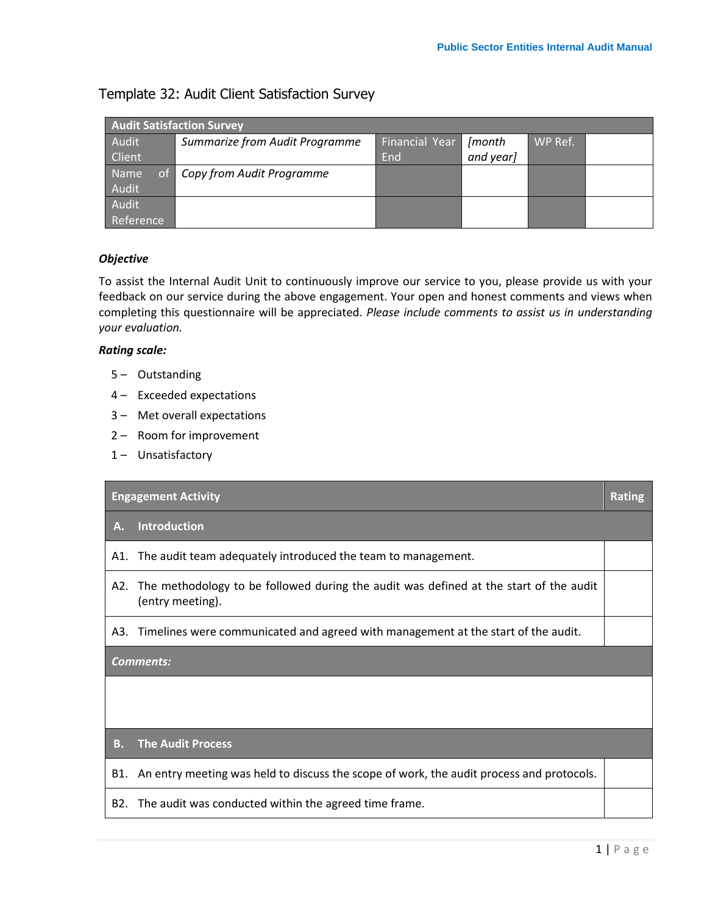## Template 32: Audit Client Satisfaction Survey

| Audit Satisfaction Survey | | | | | |
|---|---|---|---|---|---|
| Audit Client | *Summarize from Audit Programme* | Financial Year End | *[month and year]* | WP Ref. | |
| Name of Audit | *Copy from Audit Programme* | | | | |
| Audit Reference | | | | | |

***Objective***

To assist the Internal Audit Unit to continuously improve our service to you, please provide us with your feedback on our service during the above engagement. Your open and honest comments and views when completing this questionnaire will be appreciated. *Please include comments to assist us in understanding your evaluation.*

***Rating scale:***

- 5 – Outstanding
- 4 – Exceeded expectations
- 3 – Met overall expectations
- 2 – Room for improvement
- 1 – Unsatisfactory

| Engagement Activity | Rating |
|---|---|
| **A. Introduction** | |
| A1. The audit team adequately introduced the team to management. | |
| A2. The methodology to be followed during the audit was defined at the start of the audit (entry meeting). | |
| A3. Timelines were communicated and agreed with management at the start of the audit. | |
| ***Comments:*** | |
| | |
| **B. The Audit Process** | |
| B1. An entry meeting was held to discuss the scope of work, the audit process and protocols. | |
| B2. The audit was conducted within the agreed time frame. | |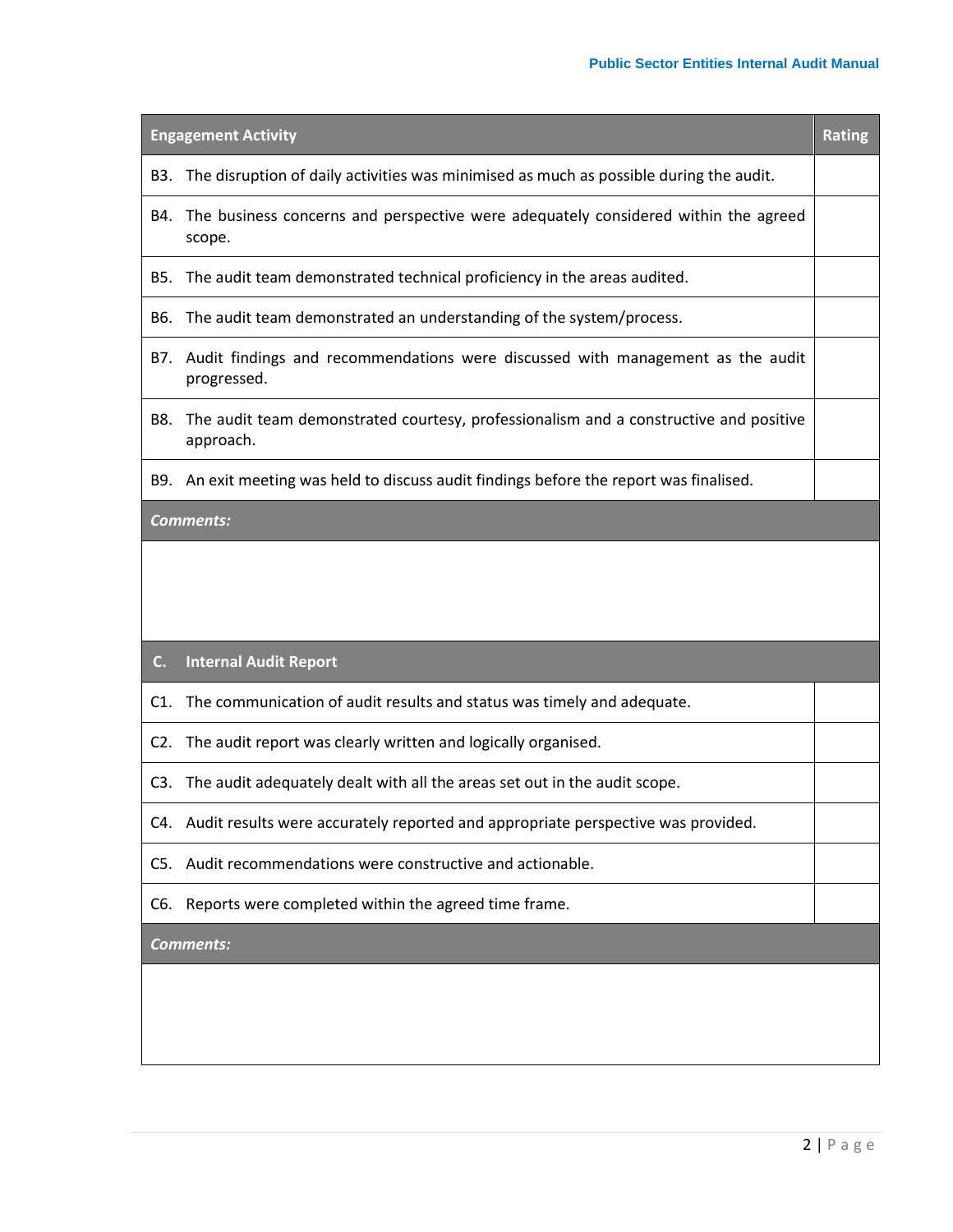| Engagement Activity | Rating |
|---|---|
| B3. The disruption of daily activities was minimised as much as possible during the audit. | |
| B4. The business concerns and perspective were adequately considered within the agreed scope. | |
| B5. The audit team demonstrated technical proficiency in the areas audited. | |
| B6. The audit team demonstrated an understanding of the system/process. | |
| B7. Audit findings and recommendations were discussed with management as the audit progressed. | |
| B8. The audit team demonstrated courtesy, professionalism and a constructive and positive approach. | |
| B9. An exit meeting was held to discuss audit findings before the report was finalised. | |
| ***Comments:*** | |
| | |
| **C. Internal Audit Report** | |
| C1. The communication of audit results and status was timely and adequate. | |
| C2. The audit report was clearly written and logically organised. | |
| C3. The audit adequately dealt with all the areas set out in the audit scope. | |
| C4. Audit results were accurately reported and appropriate perspective was provided. | |
| C5. Audit recommendations were constructive and actionable. | |
| C6. Reports were completed within the agreed time frame. | |
| ***Comments:*** | |
| | |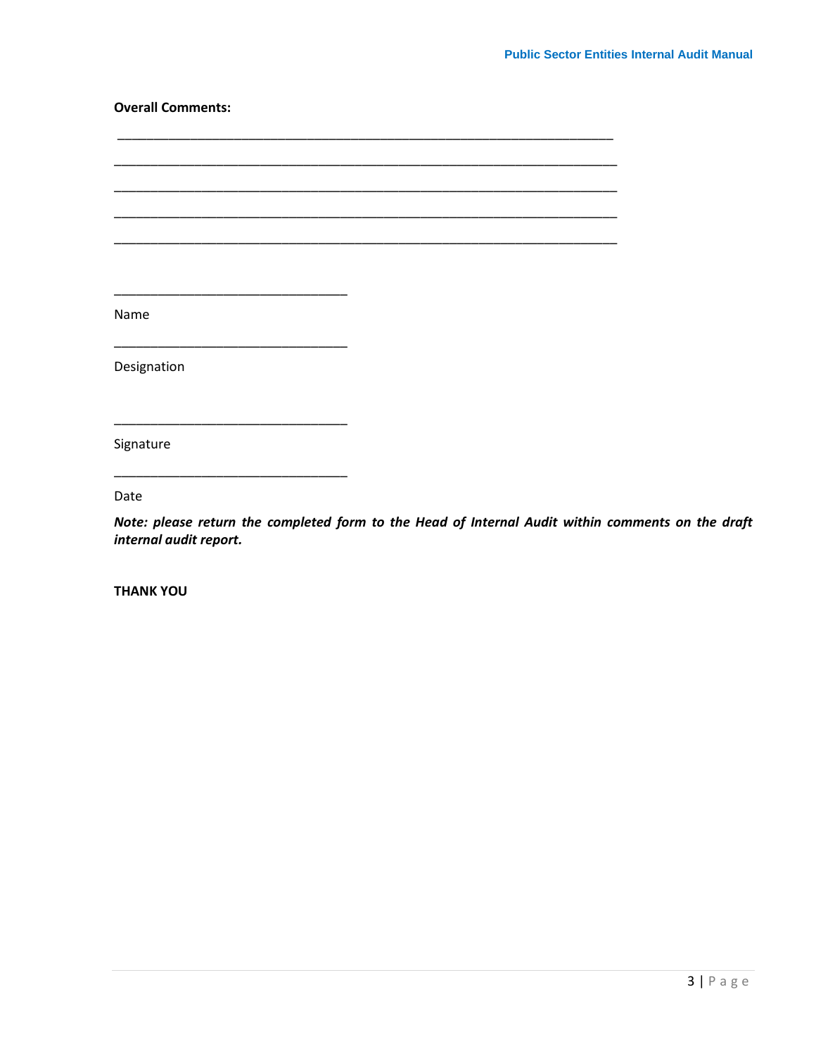**Overall Comments:**

_____________________________________________________________________________

_____________________________________________________________________________

_____________________________________________________________________________

_____________________________________________________________________________

_____________________________________________________________________________

____________________________________

Name

____________________________________

Designation

____________________________________

Signature

____________________________________

Date

***Note: please return the completed form to the Head of Internal Audit within comments on the draft internal audit report.***

**THANK YOU**